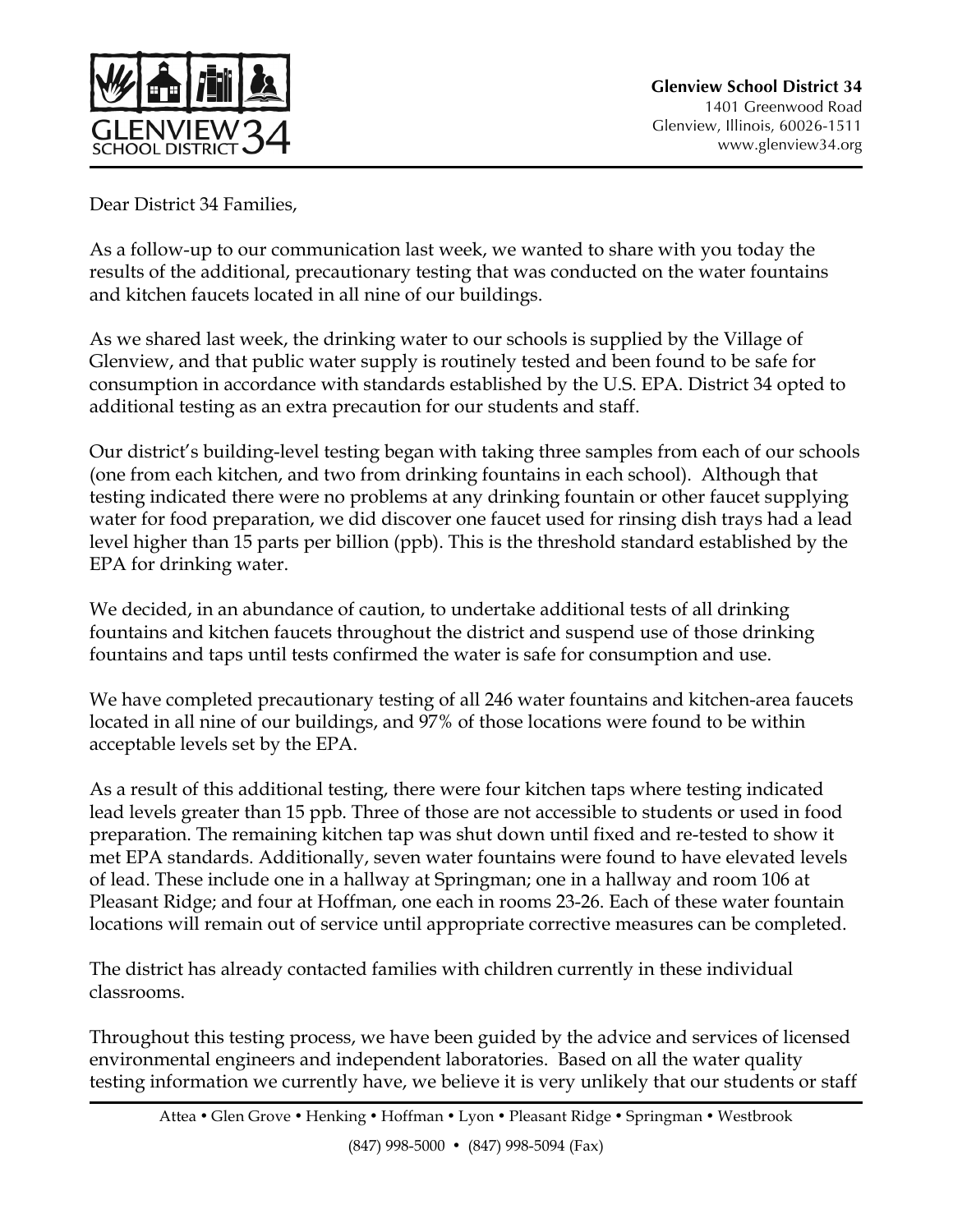Glenview School District 34
1401 Greenwood Road
Glenview, Illinois, 60026-1511
www.glenview34.org

Dear District 34 Families,

As a follow-up to our communication last week, we wanted to share with you today the results of the additional, precautionary testing that was conducted on the water fountains and kitchen faucets located in all nine of our buildings.

As we shared last week, the drinking water to our schools is supplied by the Village of Glenview, and that public water supply is routinely tested and been found to be safe for consumption in accordance with standards established by the U.S. EPA. District 34 opted to additional testing as an extra precaution for our students and staff.

Our district's building-level testing began with taking three samples from each of our schools (one from each kitchen, and two from drinking fountains in each school). Although that testing indicated there were no problems at any drinking fountain or other faucet supplying water for food preparation, we did discover one faucet used for rinsing dish trays had a lead level higher than 15 parts per billion (ppb). This is the threshold standard established by the EPA for drinking water.

We decided, in an abundance of caution, to undertake additional tests of all drinking fountains and kitchen faucets throughout the district and suspend use of those drinking fountains and taps until tests confirmed the water is safe for consumption and use.

We have completed precautionary testing of all 246 water fountains and kitchen-area faucets located in all nine of our buildings, and 97% of those locations were found to be within acceptable levels set by the EPA.

As a result of this additional testing, there were four kitchen taps where testing indicated lead levels greater than 15 ppb. Three of those are not accessible to students or used in food preparation. The remaining kitchen tap was shut down until fixed and re-tested to show it met EPA standards. Additionally, seven water fountains were found to have elevated levels of lead. These include one in a hallway at Springman; one in a hallway and room 106 at Pleasant Ridge; and four at Hoffman, one each in rooms 23-26. Each of these water fountain locations will remain out of service until appropriate corrective measures can be completed.

The district has already contacted families with children currently in these individual classrooms.

Throughout this testing process, we have been guided by the advice and services of licensed environmental engineers and independent laboratories. Based on all the water quality testing information we currently have, we believe it is very unlikely that our students or staff

Attea • Glen Grove • Henking • Hoffman • Lyon • Pleasant Ridge • Springman • Westbrook

(847) 998-5000 • (847) 998-5094 (Fax)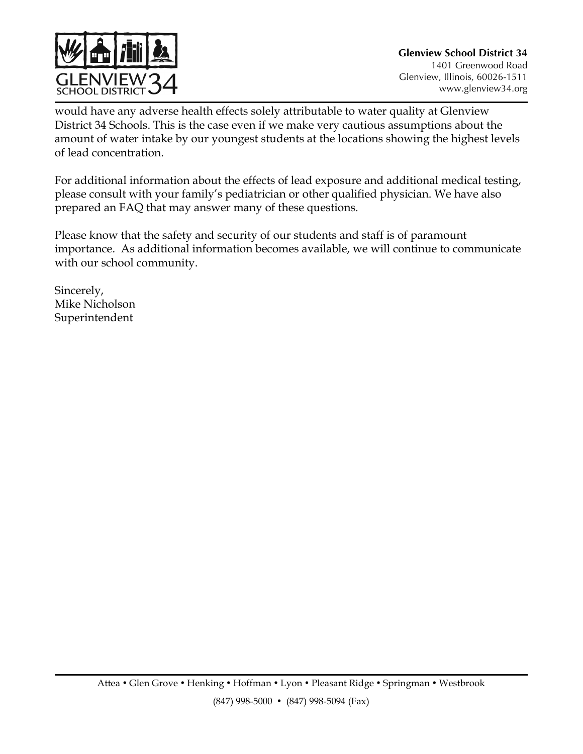would have any adverse health effects solely attributable to water quality at Glenview District 34 Schools. This is the case even if we make very cautious assumptions about the amount of water intake by our youngest students at the locations showing the highest levels of lead concentration.

For additional information about the effects of lead exposure and additional medical testing, please consult with your family's pediatrician or other qualified physician. We have also prepared an FAQ that may answer many of these questions.

Please know that the safety and security of our students and staff is of paramount importance. As additional information becomes available, we will continue to communicate with our school community.

Sincerely,
Mike Nicholson
Superintendent